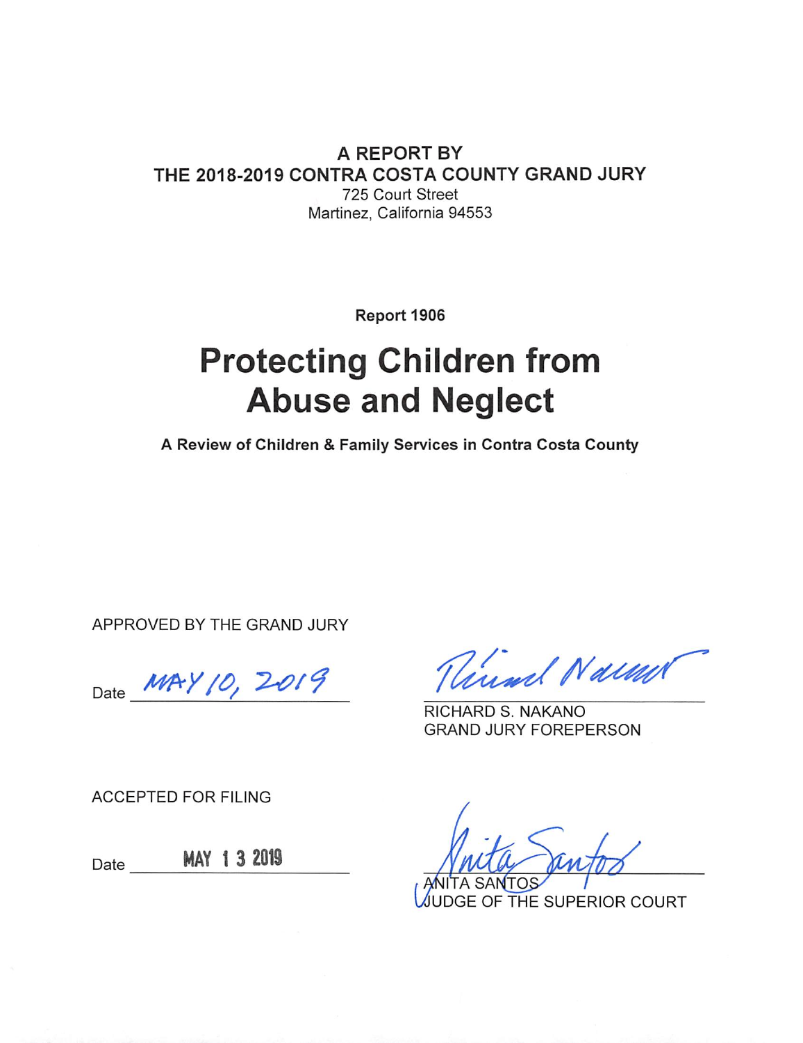**A REPORT BY**
**THE 2018-2019 CONTRA COSTA COUNTY GRAND JURY**
725 Court Street
Martinez, California 94553

**Report 1906**

# Protecting Children from Abuse and Neglect

**A Review of Children & Family Services in Contra Costa County**

APPROVED BY THE GRAND JURY

Date MAY 10, 2019

RICHARD S. NAKANO
GRAND JURY FOREPERSON

ACCEPTED FOR FILING

Date MAY 13 2019

ANITA SANTOS
JUDGE OF THE SUPERIOR COURT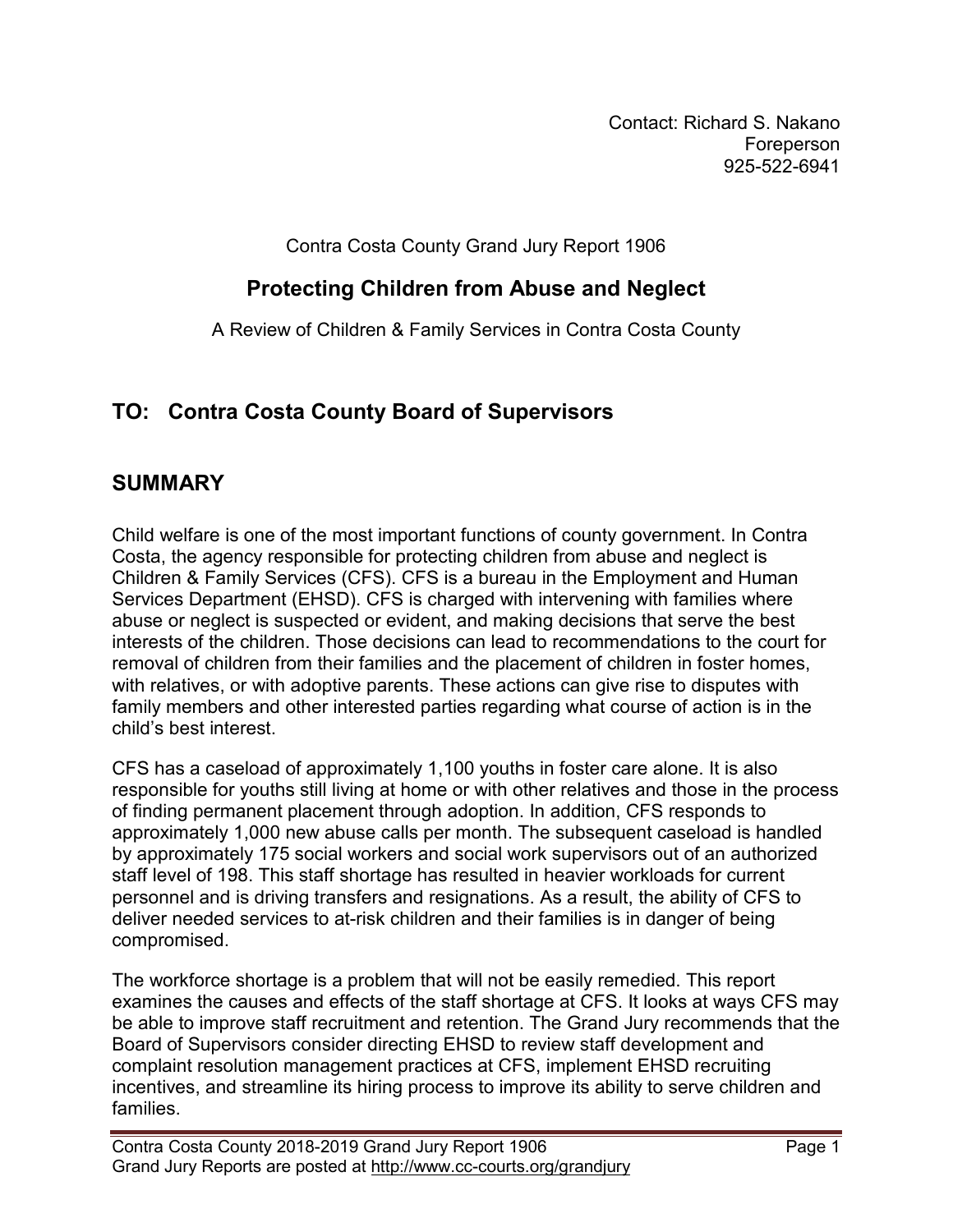Contact: Richard S. Nakano
Foreperson
925-522-6941

Contra Costa County Grand Jury Report 1906

# Protecting Children from Abuse and Neglect

A Review of Children & Family Services in Contra Costa County

## TO: Contra Costa County Board of Supervisors

## SUMMARY

Child welfare is one of the most important functions of county government. In Contra Costa, the agency responsible for protecting children from abuse and neglect is Children & Family Services (CFS). CFS is a bureau in the Employment and Human Services Department (EHSD). CFS is charged with intervening with families where abuse or neglect is suspected or evident, and making decisions that serve the best interests of the children. Those decisions can lead to recommendations to the court for removal of children from their families and the placement of children in foster homes, with relatives, or with adoptive parents. These actions can give rise to disputes with family members and other interested parties regarding what course of action is in the child's best interest.

CFS has a caseload of approximately 1,100 youths in foster care alone. It is also responsible for youths still living at home or with other relatives and those in the process of finding permanent placement through adoption. In addition, CFS responds to approximately 1,000 new abuse calls per month. The subsequent caseload is handled by approximately 175 social workers and social work supervisors out of an authorized staff level of 198. This staff shortage has resulted in heavier workloads for current personnel and is driving transfers and resignations. As a result, the ability of CFS to deliver needed services to at-risk children and their families is in danger of being compromised.

The workforce shortage is a problem that will not be easily remedied. This report examines the causes and effects of the staff shortage at CFS. It looks at ways CFS may be able to improve staff recruitment and retention. The Grand Jury recommends that the Board of Supervisors consider directing EHSD to review staff development and complaint resolution management practices at CFS, implement EHSD recruiting incentives, and streamline its hiring process to improve its ability to serve children and families.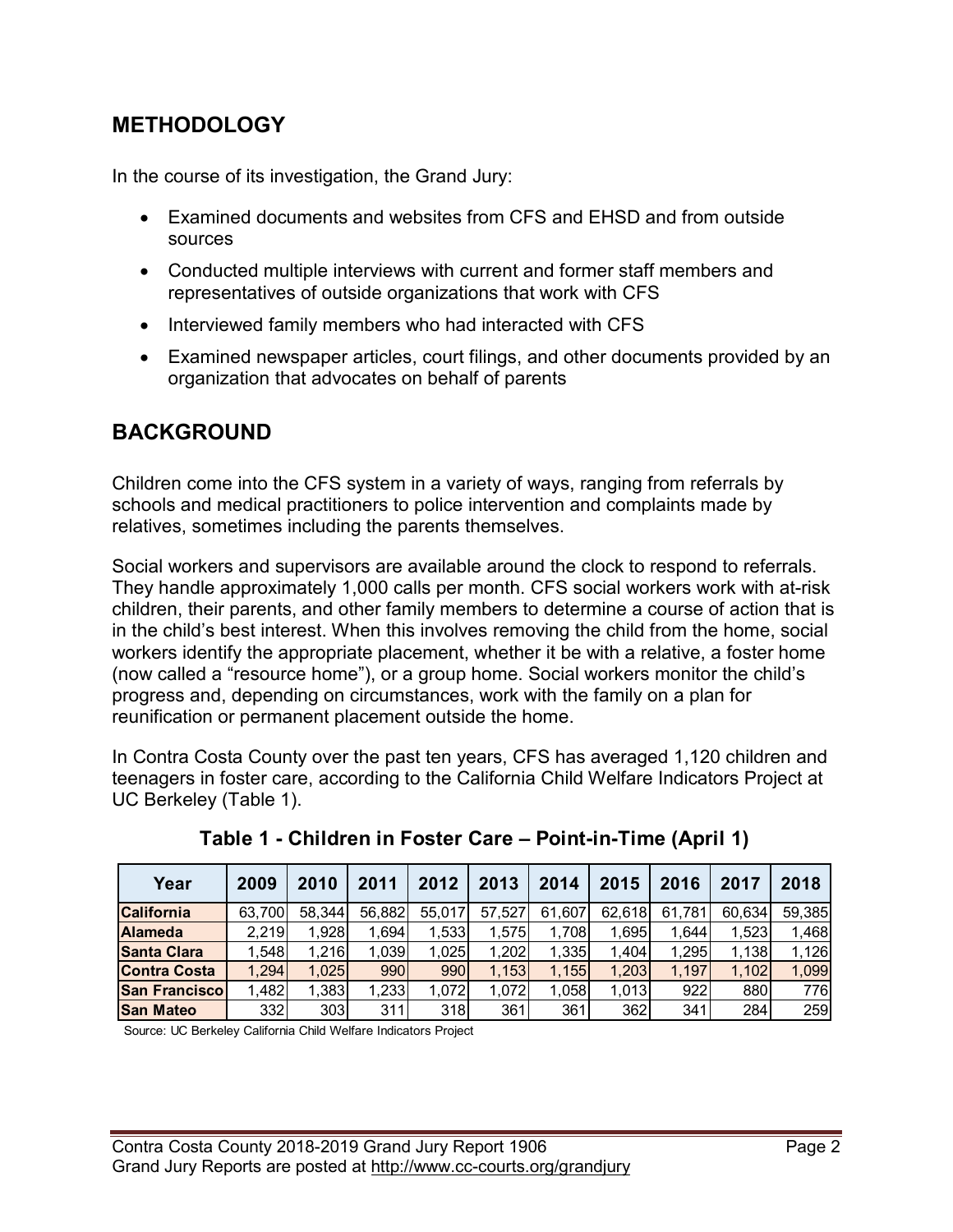## METHODOLOGY

In the course of its investigation, the Grand Jury:

- Examined documents and websites from CFS and EHSD and from outside sources
- Conducted multiple interviews with current and former staff members and representatives of outside organizations that work with CFS
- Interviewed family members who had interacted with CFS
- Examined newspaper articles, court filings, and other documents provided by an organization that advocates on behalf of parents

## BACKGROUND

Children come into the CFS system in a variety of ways, ranging from referrals by schools and medical practitioners to police intervention and complaints made by relatives, sometimes including the parents themselves.

Social workers and supervisors are available around the clock to respond to referrals. They handle approximately 1,000 calls per month. CFS social workers work with at-risk children, their parents, and other family members to determine a course of action that is in the child's best interest. When this involves removing the child from the home, social workers identify the appropriate placement, whether it be with a relative, a foster home (now called a "resource home"), or a group home. Social workers monitor the child's progress and, depending on circumstances, work with the family on a plan for reunification or permanent placement outside the home.

In Contra Costa County over the past ten years, CFS has averaged 1,120 children and teenagers in foster care, according to the California Child Welfare Indicators Project at UC Berkeley (Table 1).

**Table 1 - Children in Foster Care – Point-in-Time (April 1)**

| Year | 2009 | 2010 | 2011 | 2012 | 2013 | 2014 | 2015 | 2016 | 2017 | 2018 |
|---|---|---|---|---|---|---|---|---|---|---|
| **California** | 63,700 | 58,344 | 56,882 | 55,017 | 57,527 | 61,607 | 62,618 | 61,781 | 60,634 | 59,385 |
| **Alameda** | 2,219 | 1,928 | 1,694 | 1,533 | 1,575 | 1,708 | 1,695 | 1,644 | 1,523 | 1,468 |
| **Santa Clara** | 1,548 | 1,216 | 1,039 | 1,025 | 1,202 | 1,335 | 1,404 | 1,295 | 1,138 | 1,126 |
| **Contra Costa** | 1,294 | 1,025 | 990 | 990 | 1,153 | 1,155 | 1,203 | 1,197 | 1,102 | 1,099 |
| **San Francisco** | 1,482 | 1,383 | 1,233 | 1,072 | 1,072 | 1,058 | 1,013 | 922 | 880 | 776 |
| **San Mateo** | 332 | 303 | 311 | 318 | 361 | 361 | 362 | 341 | 284 | 259 |

Source: UC Berkeley California Child Welfare Indicators Project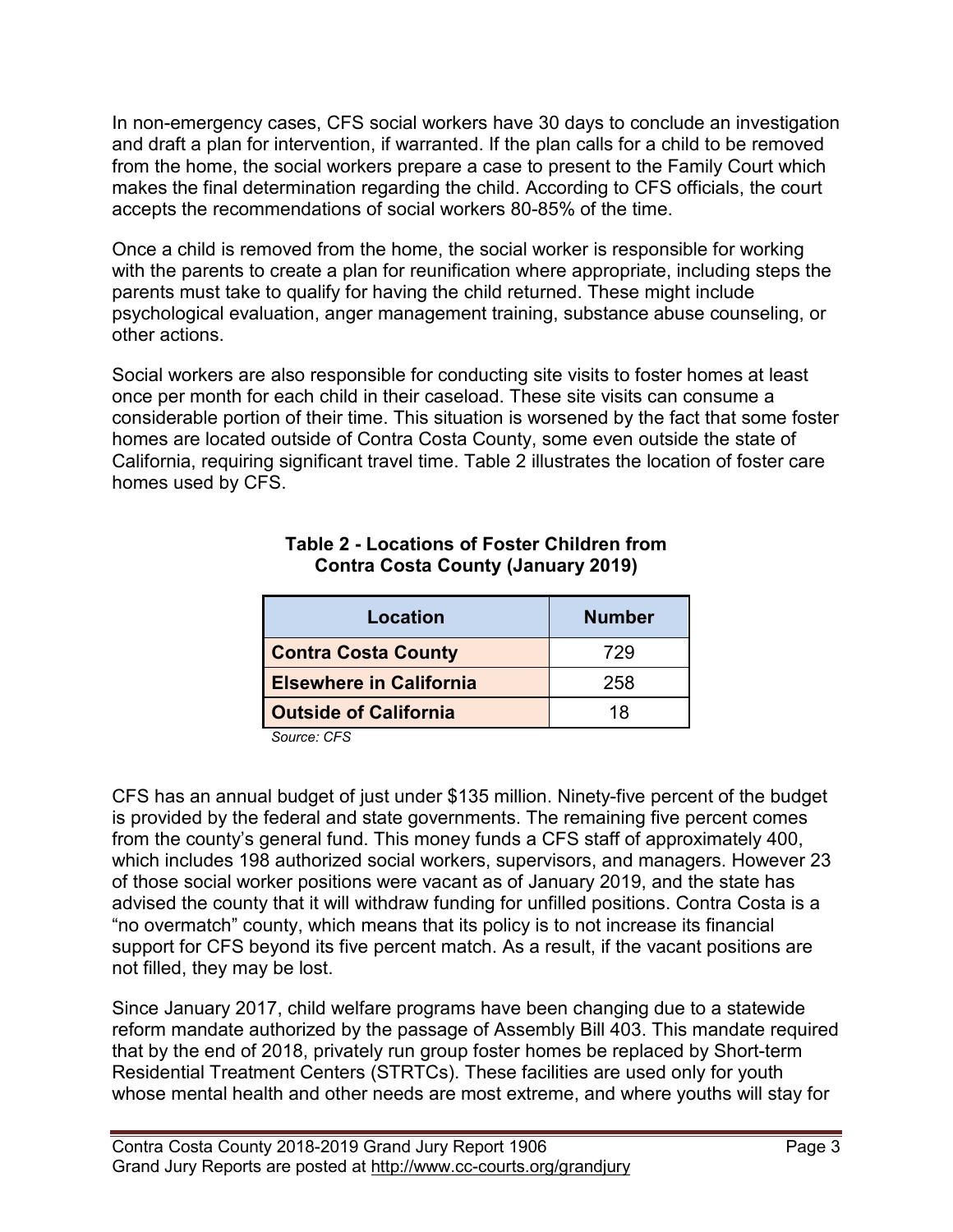In non-emergency cases, CFS social workers have 30 days to conclude an investigation and draft a plan for intervention, if warranted. If the plan calls for a child to be removed from the home, the social workers prepare a case to present to the Family Court which makes the final determination regarding the child. According to CFS officials, the court accepts the recommendations of social workers 80-85% of the time.

Once a child is removed from the home, the social worker is responsible for working with the parents to create a plan for reunification where appropriate, including steps the parents must take to qualify for having the child returned. These might include psychological evaluation, anger management training, substance abuse counseling, or other actions.

Social workers are also responsible for conducting site visits to foster homes at least once per month for each child in their caseload. These site visits can consume a considerable portion of their time. This situation is worsened by the fact that some foster homes are located outside of Contra Costa County, some even outside the state of California, requiring significant travel time. Table 2 illustrates the location of foster care homes used by CFS.

**Table 2 - Locations of Foster Children from Contra Costa County (January 2019)**

| Location | Number |
|---|---|
| **Contra Costa County** | 729 |
| **Elsewhere in California** | 258 |
| **Outside of California** | 18 |

*Source: CFS*

CFS has an annual budget of just under $135 million. Ninety-five percent of the budget is provided by the federal and state governments. The remaining five percent comes from the county's general fund. This money funds a CFS staff of approximately 400, which includes 198 authorized social workers, supervisors, and managers. However 23 of those social worker positions were vacant as of January 2019, and the state has advised the county that it will withdraw funding for unfilled positions. Contra Costa is a "no overmatch" county, which means that its policy is to not increase its financial support for CFS beyond its five percent match. As a result, if the vacant positions are not filled, they may be lost.

Since January 2017, child welfare programs have been changing due to a statewide reform mandate authorized by the passage of Assembly Bill 403. This mandate required that by the end of 2018, privately run group foster homes be replaced by Short-term Residential Treatment Centers (STRTCs). These facilities are used only for youth whose mental health and other needs are most extreme, and where youths will stay for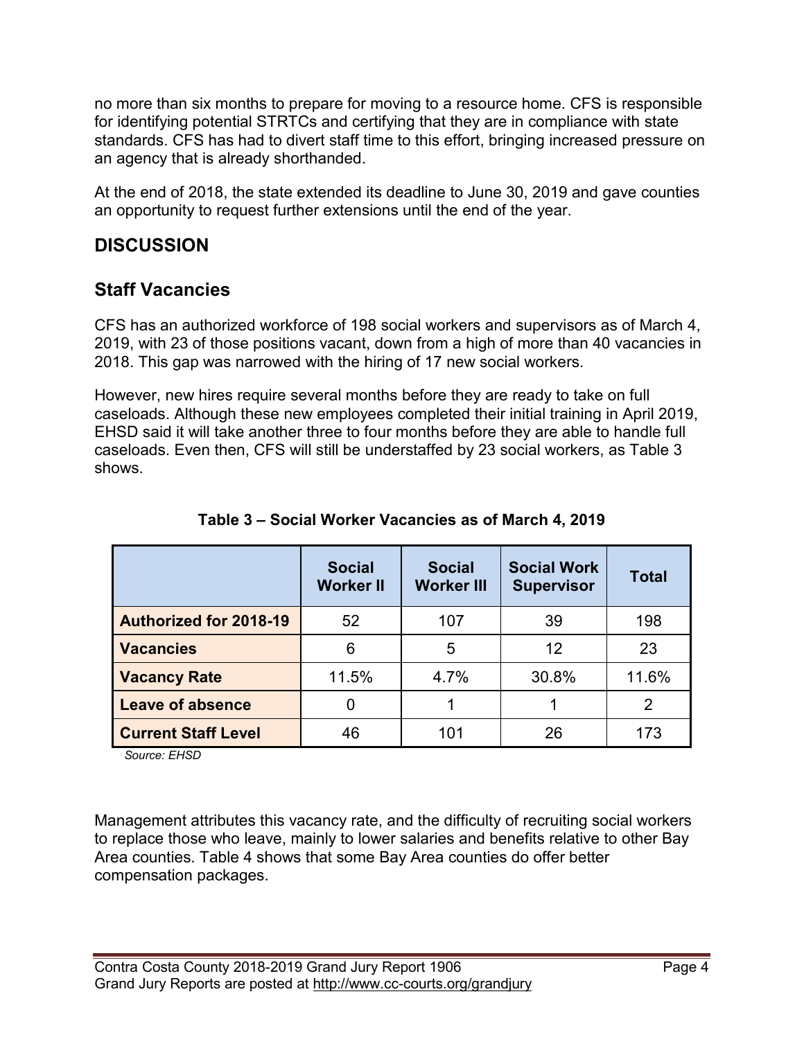no more than six months to prepare for moving to a resource home. CFS is responsible for identifying potential STRTCs and certifying that they are in compliance with state standards. CFS has had to divert staff time to this effort, bringing increased pressure on an agency that is already shorthanded.

At the end of 2018, the state extended its deadline to June 30, 2019 and gave counties an opportunity to request further extensions until the end of the year.

## DISCUSSION

## Staff Vacancies

CFS has an authorized workforce of 198 social workers and supervisors as of March 4, 2019, with 23 of those positions vacant, down from a high of more than 40 vacancies in 2018. This gap was narrowed with the hiring of 17 new social workers.

However, new hires require several months before they are ready to take on full caseloads. Although these new employees completed their initial training in April 2019, EHSD said it will take another three to four months before they are able to handle full caseloads. Even then, CFS will still be understaffed by 23 social workers, as Table 3 shows.

**Table 3 – Social Worker Vacancies as of March 4, 2019**

| | Social Worker II | Social Worker III | Social Work Supervisor | Total |
|---|---|---|---|---|
| **Authorized for 2018-19** | 52 | 107 | 39 | 198 |
| **Vacancies** | 6 | 5 | 12 | 23 |
| **Vacancy Rate** | 11.5% | 4.7% | 30.8% | 11.6% |
| **Leave of absence** | 0 | 1 | 1 | 2 |
| **Current Staff Level** | 46 | 101 | 26 | 173 |

*Source: EHSD*

Management attributes this vacancy rate, and the difficulty of recruiting social workers to replace those who leave, mainly to lower salaries and benefits relative to other Bay Area counties. Table 4 shows that some Bay Area counties do offer better compensation packages.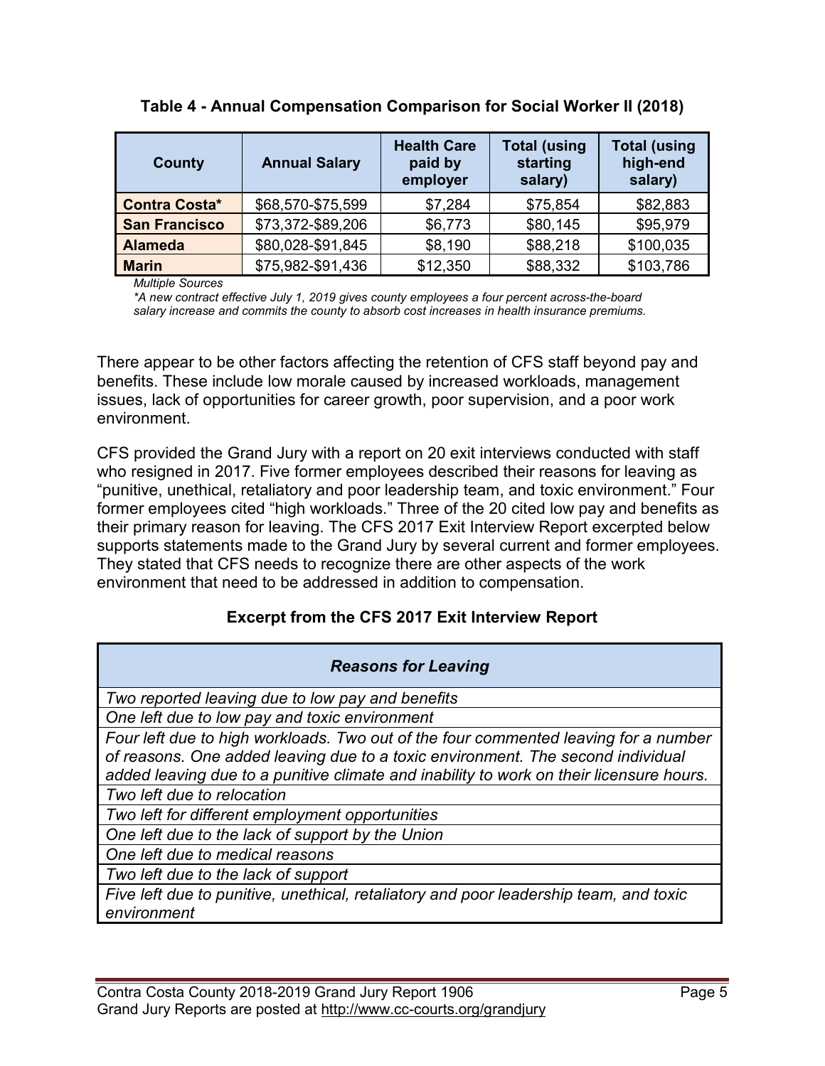**Table 4 - Annual Compensation Comparison for Social Worker II (2018)**

| County | Annual Salary | Health Care paid by employer | Total (using starting salary) | Total (using high-end salary) |
|---|---|---|---|---|
| **Contra Costa*** | $68,570-$75,599 | $7,284 | $75,854 | $82,883 |
| **San Francisco** | $73,372-$89,206 | $6,773 | $80,145 | $95,979 |
| **Alameda** | $80,028-$91,845 | $8,190 | $88,218 | $100,035 |
| **Marin** | $75,982-$91,436 | $12,350 | $88,332 | $103,786 |

*Multiple Sources*

**A new contract effective July 1, 2019 gives county employees a four percent across-the-board salary increase and commits the county to absorb cost increases in health insurance premiums.*

There appear to be other factors affecting the retention of CFS staff beyond pay and benefits. These include low morale caused by increased workloads, management issues, lack of opportunities for career growth, poor supervision, and a poor work environment.

CFS provided the Grand Jury with a report on 20 exit interviews conducted with staff who resigned in 2017. Five former employees described their reasons for leaving as "punitive, unethical, retaliatory and poor leadership team, and toxic environment." Four former employees cited "high workloads." Three of the 20 cited low pay and benefits as their primary reason for leaving. The CFS 2017 Exit Interview Report excerpted below supports statements made to the Grand Jury by several current and former employees. They stated that CFS needs to recognize there are other aspects of the work environment that need to be addressed in addition to compensation.

**Excerpt from the CFS 2017 Exit Interview Report**

| ***Reasons for Leaving*** |
|---|
| *Two reported leaving due to low pay and benefits* |
| *One left due to low pay and toxic environment* |
| *Four left due to high workloads. Two out of the four commented leaving for a number of reasons. One added leaving due to a toxic environment. The second individual added leaving due to a punitive climate and inability to work on their licensure hours.* |
| *Two left due to relocation* |
| *Two left for different employment opportunities* |
| *One left due to the lack of support by the Union* |
| *One left due to medical reasons* |
| *Two left due to the lack of support* |
| *Five left due to punitive, unethical, retaliatory and poor leadership team, and toxic environment* |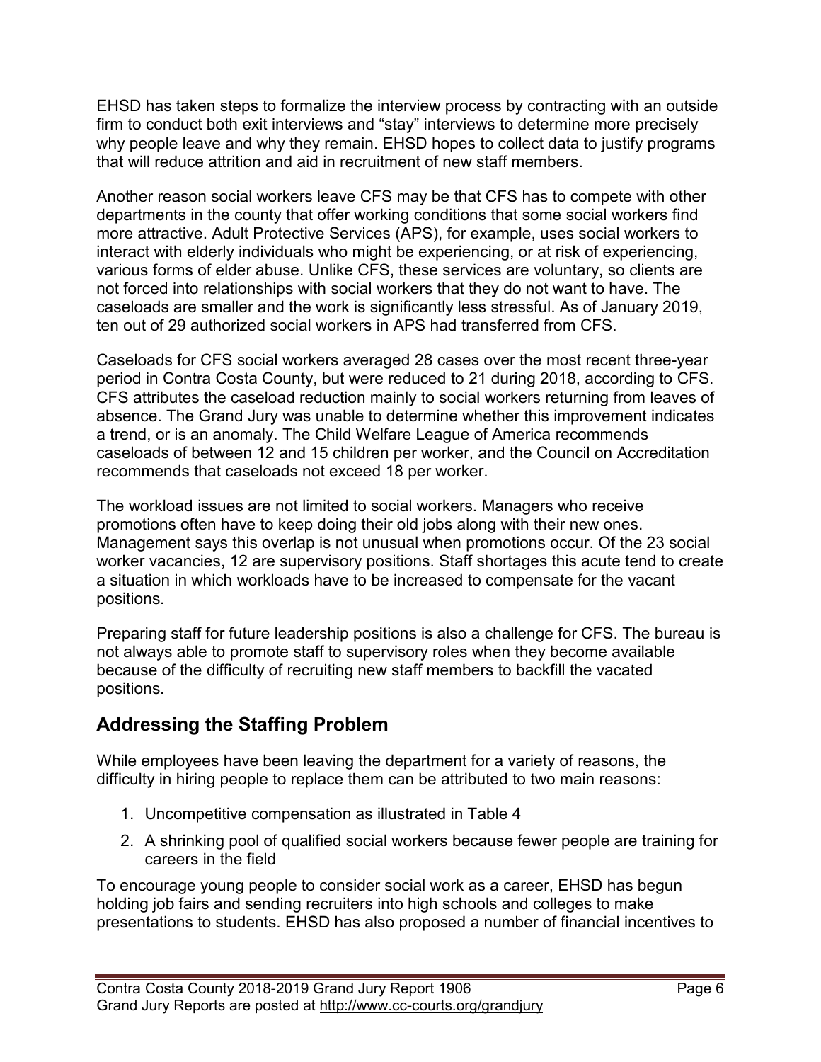EHSD has taken steps to formalize the interview process by contracting with an outside firm to conduct both exit interviews and "stay" interviews to determine more precisely why people leave and why they remain. EHSD hopes to collect data to justify programs that will reduce attrition and aid in recruitment of new staff members.

Another reason social workers leave CFS may be that CFS has to compete with other departments in the county that offer working conditions that some social workers find more attractive. Adult Protective Services (APS), for example, uses social workers to interact with elderly individuals who might be experiencing, or at risk of experiencing, various forms of elder abuse. Unlike CFS, these services are voluntary, so clients are not forced into relationships with social workers that they do not want to have. The caseloads are smaller and the work is significantly less stressful. As of January 2019, ten out of 29 authorized social workers in APS had transferred from CFS.

Caseloads for CFS social workers averaged 28 cases over the most recent three-year period in Contra Costa County, but were reduced to 21 during 2018, according to CFS. CFS attributes the caseload reduction mainly to social workers returning from leaves of absence. The Grand Jury was unable to determine whether this improvement indicates a trend, or is an anomaly. The Child Welfare League of America recommends caseloads of between 12 and 15 children per worker, and the Council on Accreditation recommends that caseloads not exceed 18 per worker.

The workload issues are not limited to social workers. Managers who receive promotions often have to keep doing their old jobs along with their new ones. Management says this overlap is not unusual when promotions occur. Of the 23 social worker vacancies, 12 are supervisory positions. Staff shortages this acute tend to create a situation in which workloads have to be increased to compensate for the vacant positions.

Preparing staff for future leadership positions is also a challenge for CFS. The bureau is not always able to promote staff to supervisory roles when they become available because of the difficulty of recruiting new staff members to backfill the vacated positions.

## Addressing the Staffing Problem

While employees have been leaving the department for a variety of reasons, the difficulty in hiring people to replace them can be attributed to two main reasons:

1. Uncompetitive compensation as illustrated in Table 4
2. A shrinking pool of qualified social workers because fewer people are training for careers in the field

To encourage young people to consider social work as a career, EHSD has begun holding job fairs and sending recruiters into high schools and colleges to make presentations to students. EHSD has also proposed a number of financial incentives to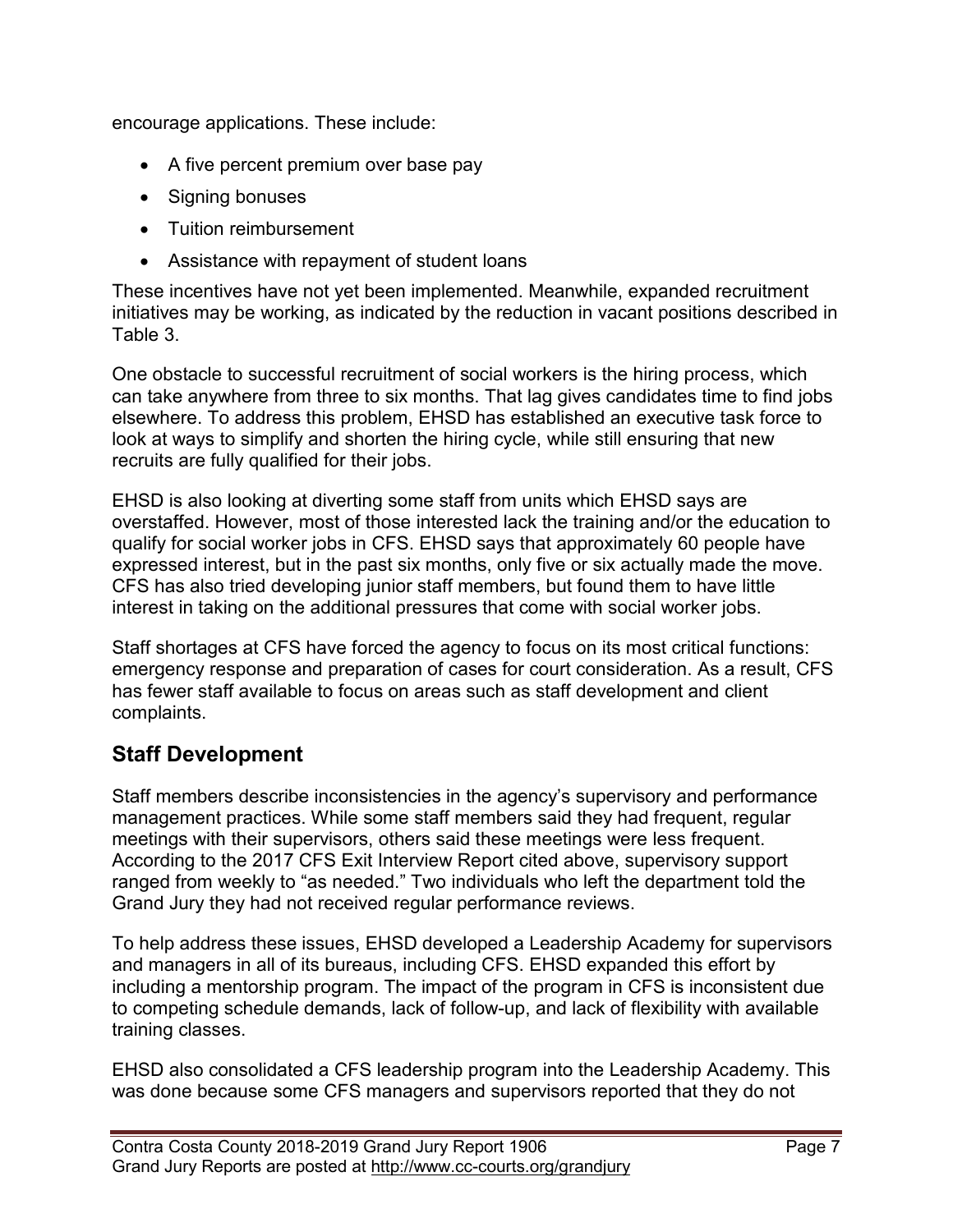encourage applications. These include:

- A five percent premium over base pay
- Signing bonuses
- Tuition reimbursement
- Assistance with repayment of student loans

These incentives have not yet been implemented. Meanwhile, expanded recruitment initiatives may be working, as indicated by the reduction in vacant positions described in Table 3.

One obstacle to successful recruitment of social workers is the hiring process, which can take anywhere from three to six months. That lag gives candidates time to find jobs elsewhere. To address this problem, EHSD has established an executive task force to look at ways to simplify and shorten the hiring cycle, while still ensuring that new recruits are fully qualified for their jobs.

EHSD is also looking at diverting some staff from units which EHSD says are overstaffed. However, most of those interested lack the training and/or the education to qualify for social worker jobs in CFS. EHSD says that approximately 60 people have expressed interest, but in the past six months, only five or six actually made the move. CFS has also tried developing junior staff members, but found them to have little interest in taking on the additional pressures that come with social worker jobs.

Staff shortages at CFS have forced the agency to focus on its most critical functions: emergency response and preparation of cases for court consideration. As a result, CFS has fewer staff available to focus on areas such as staff development and client complaints.

## Staff Development

Staff members describe inconsistencies in the agency's supervisory and performance management practices. While some staff members said they had frequent, regular meetings with their supervisors, others said these meetings were less frequent. According to the 2017 CFS Exit Interview Report cited above, supervisory support ranged from weekly to "as needed." Two individuals who left the department told the Grand Jury they had not received regular performance reviews.

To help address these issues, EHSD developed a Leadership Academy for supervisors and managers in all of its bureaus, including CFS. EHSD expanded this effort by including a mentorship program. The impact of the program in CFS is inconsistent due to competing schedule demands, lack of follow-up, and lack of flexibility with available training classes.

EHSD also consolidated a CFS leadership program into the Leadership Academy. This was done because some CFS managers and supervisors reported that they do not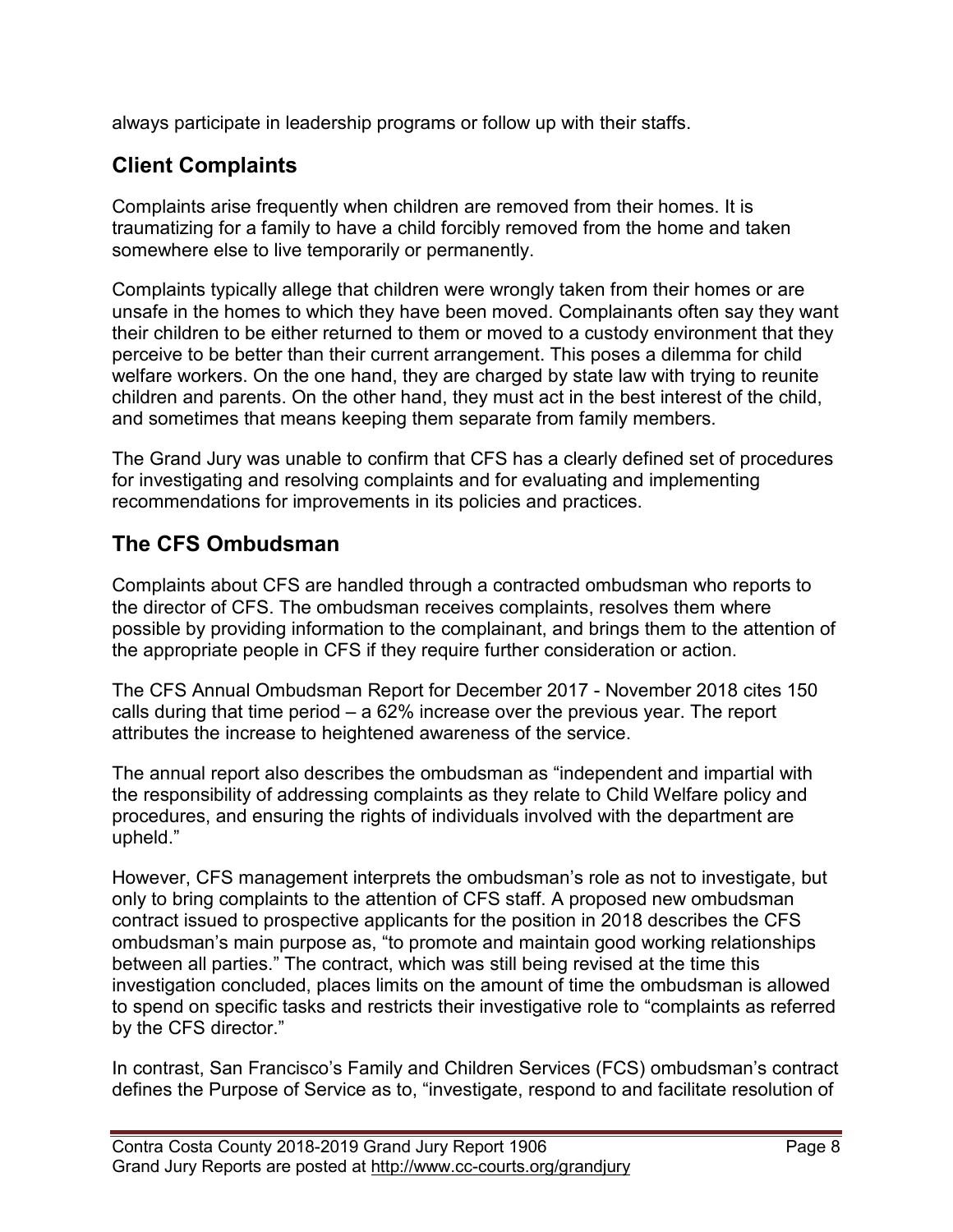always participate in leadership programs or follow up with their staffs.

## Client Complaints

Complaints arise frequently when children are removed from their homes. It is traumatizing for a family to have a child forcibly removed from the home and taken somewhere else to live temporarily or permanently.

Complaints typically allege that children were wrongly taken from their homes or are unsafe in the homes to which they have been moved. Complainants often say they want their children to be either returned to them or moved to a custody environment that they perceive to be better than their current arrangement. This poses a dilemma for child welfare workers. On the one hand, they are charged by state law with trying to reunite children and parents. On the other hand, they must act in the best interest of the child, and sometimes that means keeping them separate from family members.

The Grand Jury was unable to confirm that CFS has a clearly defined set of procedures for investigating and resolving complaints and for evaluating and implementing recommendations for improvements in its policies and practices.

## The CFS Ombudsman

Complaints about CFS are handled through a contracted ombudsman who reports to the director of CFS. The ombudsman receives complaints, resolves them where possible by providing information to the complainant, and brings them to the attention of the appropriate people in CFS if they require further consideration or action.

The CFS Annual Ombudsman Report for December 2017 - November 2018 cites 150 calls during that time period – a 62% increase over the previous year. The report attributes the increase to heightened awareness of the service.

The annual report also describes the ombudsman as "independent and impartial with the responsibility of addressing complaints as they relate to Child Welfare policy and procedures, and ensuring the rights of individuals involved with the department are upheld."

However, CFS management interprets the ombudsman's role as not to investigate, but only to bring complaints to the attention of CFS staff. A proposed new ombudsman contract issued to prospective applicants for the position in 2018 describes the CFS ombudsman's main purpose as, "to promote and maintain good working relationships between all parties." The contract, which was still being revised at the time this investigation concluded, places limits on the amount of time the ombudsman is allowed to spend on specific tasks and restricts their investigative role to "complaints as referred by the CFS director."

In contrast, San Francisco's Family and Children Services (FCS) ombudsman's contract defines the Purpose of Service as to, "investigate, respond to and facilitate resolution of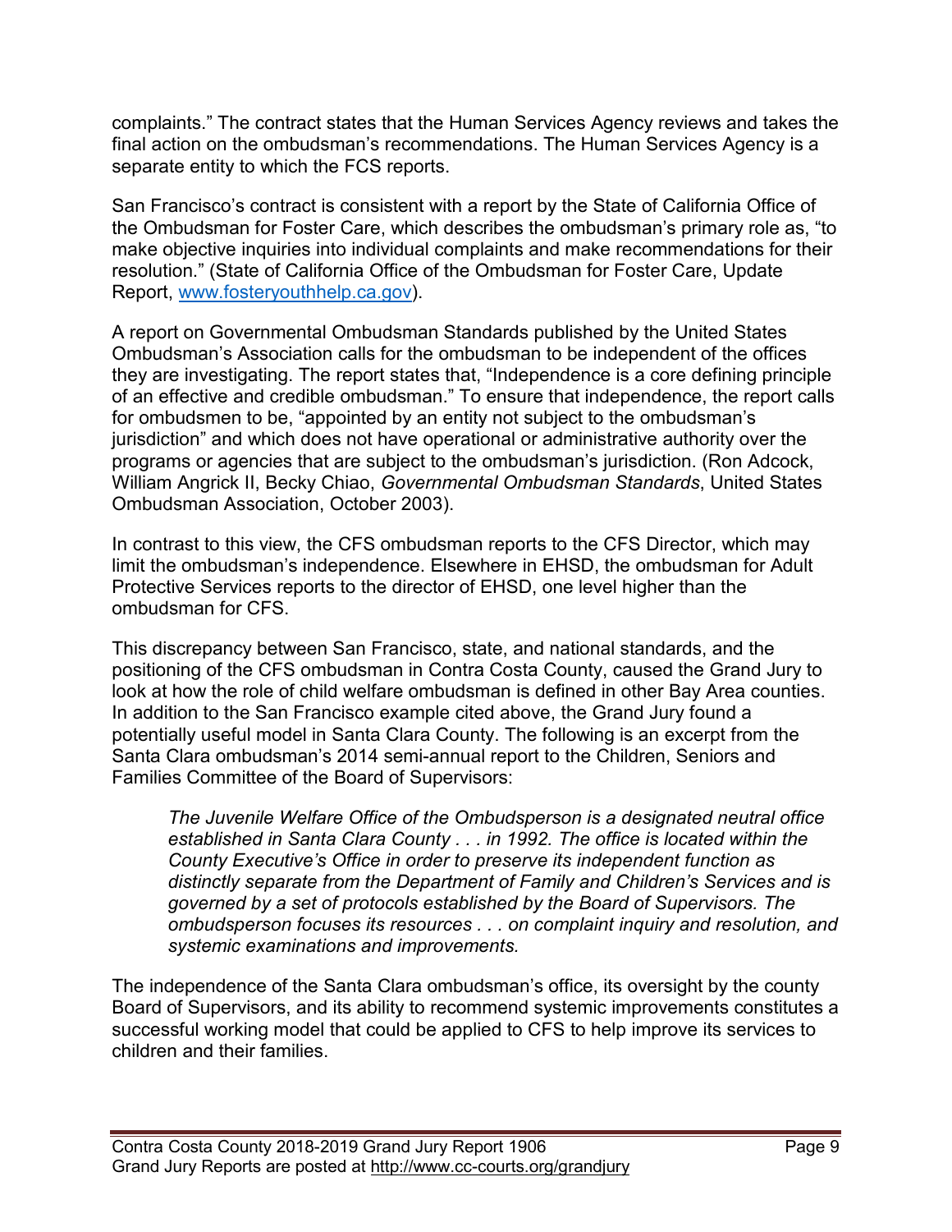complaints." The contract states that the Human Services Agency reviews and takes the final action on the ombudsman's recommendations. The Human Services Agency is a separate entity to which the FCS reports.

San Francisco's contract is consistent with a report by the State of California Office of the Ombudsman for Foster Care, which describes the ombudsman's primary role as, "to make objective inquiries into individual complaints and make recommendations for their resolution." (State of California Office of the Ombudsman for Foster Care, Update Report, [www.fosteryouthhelp.ca.gov](http://www.fosteryouthhelp.ca.gov)).

A report on Governmental Ombudsman Standards published by the United States Ombudsman's Association calls for the ombudsman to be independent of the offices they are investigating. The report states that, "Independence is a core defining principle of an effective and credible ombudsman." To ensure that independence, the report calls for ombudsmen to be, "appointed by an entity not subject to the ombudsman's jurisdiction" and which does not have operational or administrative authority over the programs or agencies that are subject to the ombudsman's jurisdiction. (Ron Adcock, William Angrick II, Becky Chiao, *Governmental Ombudsman Standards*, United States Ombudsman Association, October 2003).

In contrast to this view, the CFS ombudsman reports to the CFS Director, which may limit the ombudsman's independence. Elsewhere in EHSD, the ombudsman for Adult Protective Services reports to the director of EHSD, one level higher than the ombudsman for CFS.

This discrepancy between San Francisco, state, and national standards, and the positioning of the CFS ombudsman in Contra Costa County, caused the Grand Jury to look at how the role of child welfare ombudsman is defined in other Bay Area counties. In addition to the San Francisco example cited above, the Grand Jury found a potentially useful model in Santa Clara County. The following is an excerpt from the Santa Clara ombudsman's 2014 semi-annual report to the Children, Seniors and Families Committee of the Board of Supervisors:

> *The Juvenile Welfare Office of the Ombudsperson is a designated neutral office established in Santa Clara County . . . in 1992. The office is located within the County Executive's Office in order to preserve its independent function as distinctly separate from the Department of Family and Children's Services and is governed by a set of protocols established by the Board of Supervisors. The ombudsperson focuses its resources . . . on complaint inquiry and resolution, and systemic examinations and improvements.*

The independence of the Santa Clara ombudsman's office, its oversight by the county Board of Supervisors, and its ability to recommend systemic improvements constitutes a successful working model that could be applied to CFS to help improve its services to children and their families.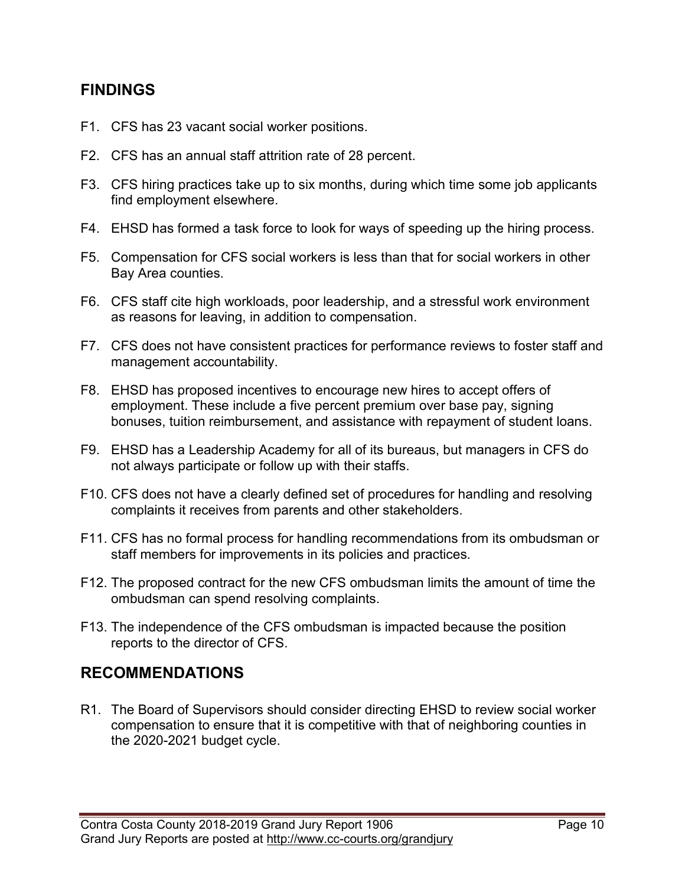## FINDINGS

F1. CFS has 23 vacant social worker positions.

F2. CFS has an annual staff attrition rate of 28 percent.

F3. CFS hiring practices take up to six months, during which time some job applicants find employment elsewhere.

F4. EHSD has formed a task force to look for ways of speeding up the hiring process.

F5. Compensation for CFS social workers is less than that for social workers in other Bay Area counties.

F6. CFS staff cite high workloads, poor leadership, and a stressful work environment as reasons for leaving, in addition to compensation.

F7. CFS does not have consistent practices for performance reviews to foster staff and management accountability.

F8. EHSD has proposed incentives to encourage new hires to accept offers of employment. These include a five percent premium over base pay, signing bonuses, tuition reimbursement, and assistance with repayment of student loans.

F9. EHSD has a Leadership Academy for all of its bureaus, but managers in CFS do not always participate or follow up with their staffs.

F10. CFS does not have a clearly defined set of procedures for handling and resolving complaints it receives from parents and other stakeholders.

F11. CFS has no formal process for handling recommendations from its ombudsman or staff members for improvements in its policies and practices.

F12. The proposed contract for the new CFS ombudsman limits the amount of time the ombudsman can spend resolving complaints.

F13. The independence of the CFS ombudsman is impacted because the position reports to the director of CFS.

## RECOMMENDATIONS

R1. The Board of Supervisors should consider directing EHSD to review social worker compensation to ensure that it is competitive with that of neighboring counties in the 2020-2021 budget cycle.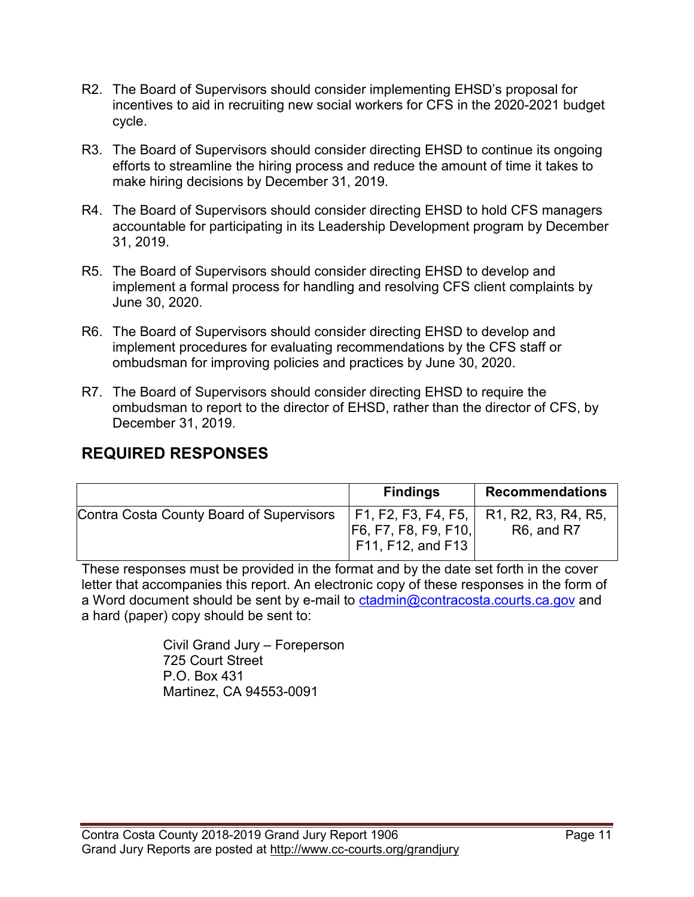R2. The Board of Supervisors should consider implementing EHSD's proposal for incentives to aid in recruiting new social workers for CFS in the 2020-2021 budget cycle.

R3. The Board of Supervisors should consider directing EHSD to continue its ongoing efforts to streamline the hiring process and reduce the amount of time it takes to make hiring decisions by December 31, 2019.

R4. The Board of Supervisors should consider directing EHSD to hold CFS managers accountable for participating in its Leadership Development program by December 31, 2019.

R5. The Board of Supervisors should consider directing EHSD to develop and implement a formal process for handling and resolving CFS client complaints by June 30, 2020.

R6. The Board of Supervisors should consider directing EHSD to develop and implement procedures for evaluating recommendations by the CFS staff or ombudsman for improving policies and practices by June 30, 2020.

R7. The Board of Supervisors should consider directing EHSD to require the ombudsman to report to the director of EHSD, rather than the director of CFS, by December 31, 2019.

## REQUIRED RESPONSES

| | Findings | Recommendations |
|---|---|---|
| Contra Costa County Board of Supervisors | F1, F2, F3, F4, F5, F6, F7, F8, F9, F10, F11, F12, and F13 | R1, R2, R3, R4, R5, R6, and R7 |

These responses must be provided in the format and by the date set forth in the cover letter that accompanies this report. An electronic copy of these responses in the form of a Word document should be sent by e-mail to ctadmin@contracosta.courts.ca.gov and a hard (paper) copy should be sent to:

Civil Grand Jury – Foreperson
725 Court Street
P.O. Box 431
Martinez, CA 94553-0091